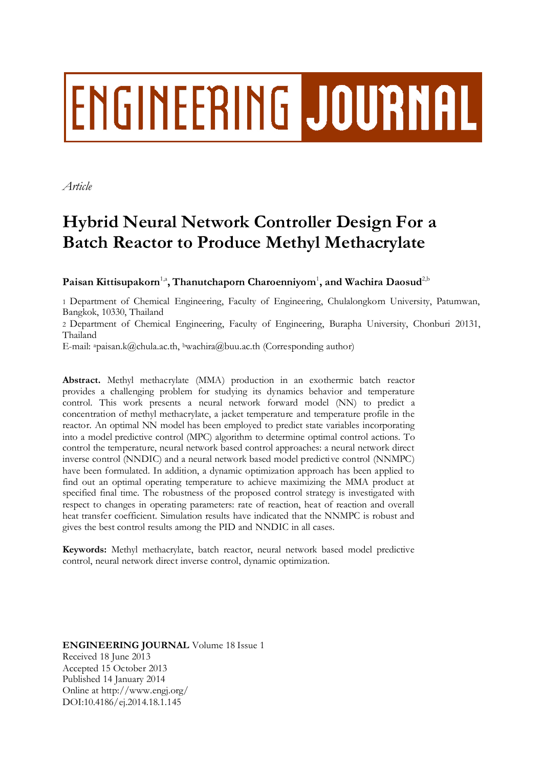ENGINEERING JOURNAL

*Article*

# Hybrid Neural Network Controller Design For a Batch Reactor to Produce Methyl Methacrylate

**Paisan Kittisupakorn**[1,a]**, Thanutchaporn Charoenniyom**[1]**, and Wachira Daosud**[2,b]

1 Department of Chemical Engineering, Faculty of Engineering, Chulalongkorn University, Patumwan, Bangkok, 10330, Thailand

2 Department of Chemical Engineering, Faculty of Engineering, Burapha University, Chonburi 20131, Thailand

E-mail: [a]paisan.k@chula.ac.th, [b]wachira@buu.ac.th (Corresponding author)

**Abstract.** Methyl methacrylate (MMA) production in an exothermic batch reactor provides a challenging problem for studying its dynamics behavior and temperature control. This work presents a neural network forward model (NN) to predict a concentration of methyl methacrylate, a jacket temperature and temperature profile in the reactor. An optimal NN model has been employed to predict state variables incorporating into a model predictive control (MPC) algorithm to determine optimal control actions. To control the temperature, neural network based control approaches: a neural network direct inverse control (NNDIC) and a neural network based model predictive control (NNMPC) have been formulated. In addition, a dynamic optimization approach has been applied to find out an optimal operating temperature to achieve maximizing the MMA product at specified final time. The robustness of the proposed control strategy is investigated with respect to changes in operating parameters: rate of reaction, heat of reaction and overall heat transfer coefficient. Simulation results have indicated that the NNMPC is robust and gives the best control results among the PID and NNDIC in all cases.

**Keywords:** Methyl methacrylate, batch reactor, neural network based model predictive control, neural network direct inverse control, dynamic optimization.

**ENGINEERING JOURNAL** Volume 18 Issue 1
Received 18 June 2013
Accepted 15 October 2013
Published 14 January 2014
Online at http://www.engj.org/
DOI:10.4186/ej.2014.18.1.145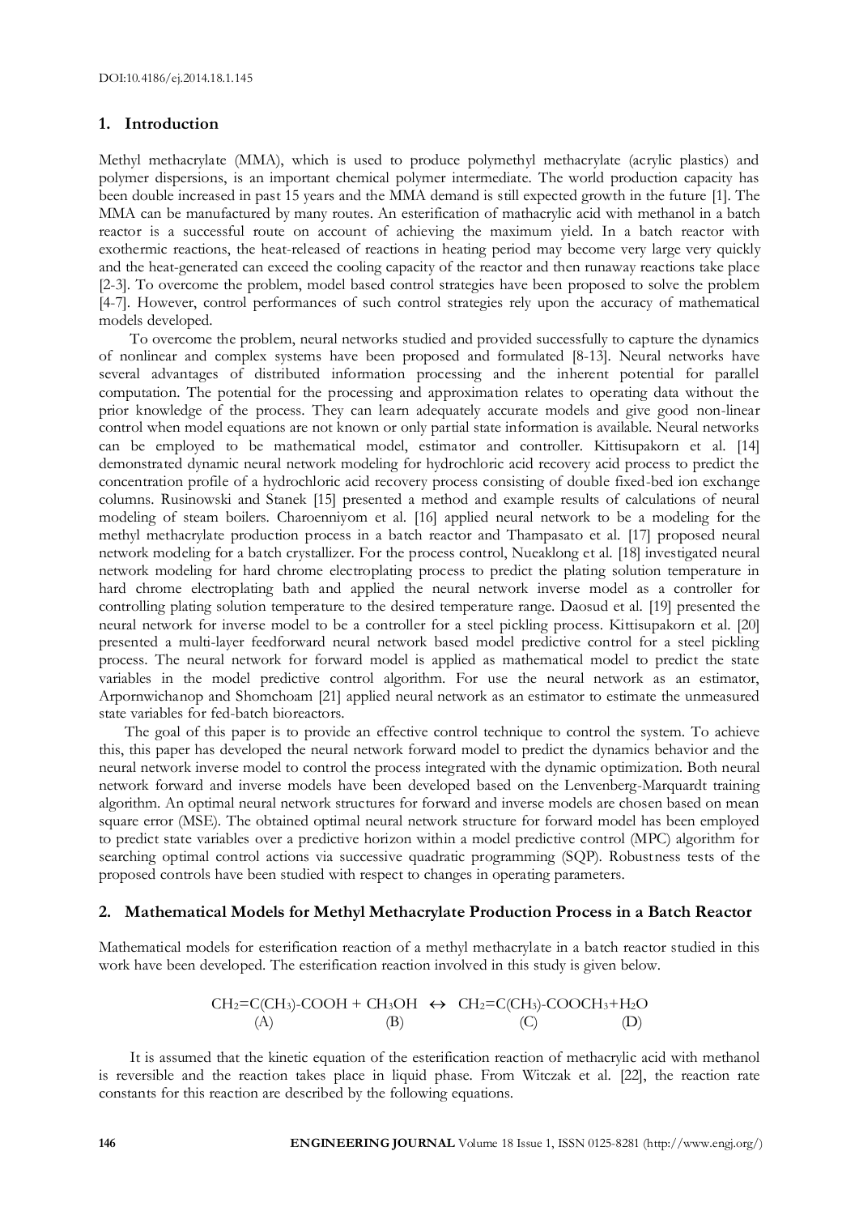DOI:10.4186/ej.2014.18.1.145

## 1. Introduction

Methyl methacrylate (MMA), which is used to produce polymethyl methacrylate (acrylic plastics) and polymer dispersions, is an important chemical polymer intermediate. The world production capacity has been double increased in past 15 years and the MMA demand is still expected growth in the future [1]. The MMA can be manufactured by many routes. An esterification of mathacrylic acid with methanol in a batch reactor is a successful route on account of achieving the maximum yield. In a batch reactor with exothermic reactions, the heat-released of reactions in heating period may become very large very quickly and the heat-generated can exceed the cooling capacity of the reactor and then runaway reactions take place [2-3]. To overcome the problem, model based control strategies have been proposed to solve the problem [4-7]. However, control performances of such control strategies rely upon the accuracy of mathematical models developed.

To overcome the problem, neural networks studied and provided successfully to capture the dynamics of nonlinear and complex systems have been proposed and formulated [8-13]. Neural networks have several advantages of distributed information processing and the inherent potential for parallel computation. The potential for the processing and approximation relates to operating data without the prior knowledge of the process. They can learn adequately accurate models and give good non-linear control when model equations are not known or only partial state information is available. Neural networks can be employed to be mathematical model, estimator and controller. Kittisupakorn et al. [14] demonstrated dynamic neural network modeling for hydrochloric acid recovery acid process to predict the concentration profile of a hydrochloric acid recovery process consisting of double fixed-bed ion exchange columns. Rusinowski and Stanek [15] presented a method and example results of calculations of neural modeling of steam boilers. Charoenniyom et al. [16] applied neural network to be a modeling for the methyl methacrylate production process in a batch reactor and Thampasato et al. [17] proposed neural network modeling for a batch crystallizer. For the process control, Nueaklong et al. [18] investigated neural network modeling for hard chrome electroplating process to predict the plating solution temperature in hard chrome electroplating bath and applied the neural network inverse model as a controller for controlling plating solution temperature to the desired temperature range. Daosud et al. [19] presented the neural network for inverse model to be a controller for a steel pickling process. Kittisupakorn et al. [20] presented a multi-layer feedforward neural network based model predictive control for a steel pickling process. The neural network for forward model is applied as mathematical model to predict the state variables in the model predictive control algorithm. For use the neural network as an estimator, Arpornwichanop and Shomchoam [21] applied neural network as an estimator to estimate the unmeasured state variables for fed-batch bioreactors.

The goal of this paper is to provide an effective control technique to control the system. To achieve this, this paper has developed the neural network forward model to predict the dynamics behavior and the neural network inverse model to control the process integrated with the dynamic optimization. Both neural network forward and inverse models have been developed based on the Lenvenberg-Marquardt training algorithm. An optimal neural network structures for forward and inverse models are chosen based on mean square error (MSE). The obtained optimal neural network structure for forward model has been employed to predict state variables over a predictive horizon within a model predictive control (MPC) algorithm for searching optimal control actions via successive quadratic programming (SQP). Robustness tests of the proposed controls have been studied with respect to changes in operating parameters.

## 2. Mathematical Models for Methyl Methacrylate Production Process in a Batch Reactor

Mathematical models for esterification reaction of a methyl methacrylate in a batch reactor studied in this work have been developed. The esterification reaction involved in this study is given below.

$$
\underset{(A)}{CH_2{=}C(CH_3){-}COOH} + \underset{(B)}{CH_3OH} \leftrightarrow \underset{(C)}{CH_2{=}C(CH_3){-}COOCH_3} + \underset{(D)}{H_2O}
$$

It is assumed that the kinetic equation of the esterification reaction of methacrylic acid with methanol is reversible and the reaction takes place in liquid phase. From Witczak et al. [22], the reaction rate constants for this reaction are described by the following equations.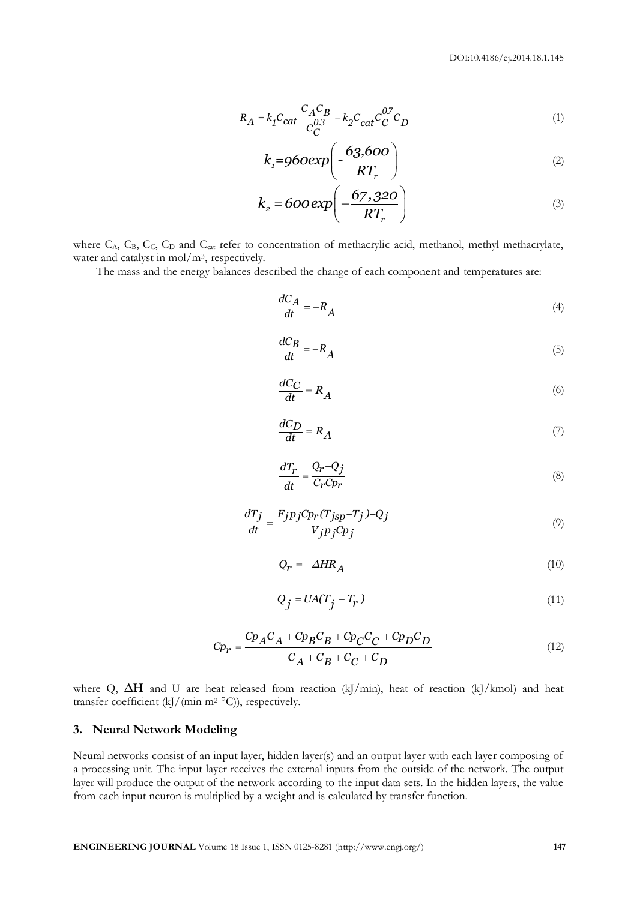$$R_A = k_1 C_{cat} \frac{C_A C_B}{C_C^{0.3}} - k_2 C_{cat} C_C^{0.7} C_D \tag{1}$$

$$k_1 = 960 \exp\left(-\frac{63{,}600}{RT_r}\right) \tag{2}$$

$$k_2 = 600 \exp\left(-\frac{67{,}320}{RT_r}\right) \tag{3}$$

where $C_A$, $C_B$, $C_C$, $C_D$ and $C_{cat}$ refer to concentration of methacrylic acid, methanol, methyl methacrylate, water and catalyst in mol/m$^3$, respectively.

The mass and the energy balances described the change of each component and temperatures are:

$$\frac{dC_A}{dt} = -R_A \tag{4}$$

$$\frac{dC_B}{dt} = -R_A \tag{5}$$

$$\frac{dC_C}{dt} = R_A \tag{6}$$

$$\frac{dC_D}{dt} = R_A \tag{7}$$

$$\frac{dT_r}{dt} = \frac{Q_r + Q_j}{C_r Cp_r} \tag{8}$$

$$\frac{dT_j}{dt} = \frac{F_j p_j Cp_r (T_{jsp} - T_j) - Q_j}{V_j p_j Cp_j} \tag{9}$$

$$Q_r = -\Delta H R_A \tag{10}$$

$$Q_j = UA(T_j - T_r) \tag{11}$$

$$Cp_r = \frac{Cp_A C_A + Cp_B C_B + Cp_C C_C + Cp_D C_D}{C_A + C_B + C_C + C_D} \tag{12}$$

where Q, $\Delta H$ and U are heat released from reaction (kJ/min), heat of reaction (kJ/kmol) and heat transfer coefficient (kJ/(min m$^2$ °C)), respectively.

## 3. Neural Network Modeling

Neural networks consist of an input layer, hidden layer(s) and an output layer with each layer composing of a processing unit. The input layer receives the external inputs from the outside of the network. The output layer will produce the output of the network according to the input data sets. In the hidden layers, the value from each input neuron is multiplied by a weight and is calculated by transfer function.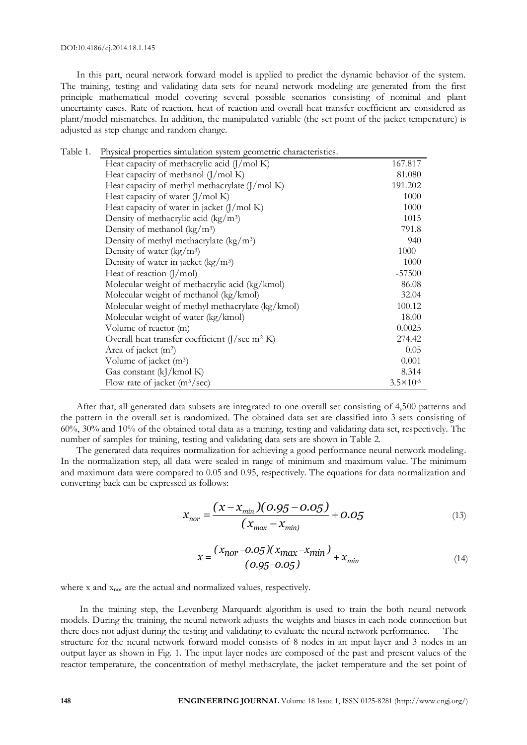In this part, neural network forward model is applied to predict the dynamic behavior of the system. The training, testing and validating data sets for neural network modeling are generated from the first principle mathematical model covering several possible scenarios consisting of nominal and plant uncertainty cases. Rate of reaction, heat of reaction and overall heat transfer coefficient are considered as plant/model mismatches. In addition, the manipulated variable (the set point of the jacket temperature) is adjusted as step change and random change.

Table 1. Physical properties simulation system geometric characteristics.

| | |
|---|---|
| Heat capacity of methacrylic acid (J/mol K) | 167.817 |
| Heat capacity of methanol (J/mol K) | 81.080 |
| Heat capacity of methyl methacrylate (J/mol K) | 191.202 |
| Heat capacity of water (J/mol K) | 1000 |
| Heat capacity of water in jacket (J/mol K) | 1000 |
| Density of methacrylic acid (kg/m$^3$) | 1015 |
| Density of methanol (kg/m$^3$) | 791.8 |
| Density of methyl methacrylate (kg/m$^3$) | 940 |
| Density of water (kg/m$^3$) | 1000 |
| Density of water in jacket (kg/m$^3$) | 1000 |
| Heat of reaction (J/mol) | -57500 |
| Molecular weight of methacrylic acid (kg/kmol) | 86.08 |
| Molecular weight of methanol (kg/kmol) | 32.04 |
| Molecular weight of methyl methacrylate (kg/kmol) | 100.12 |
| Molecular weight of water (kg/kmol) | 18.00 |
| Volume of reactor (m) | 0.0025 |
| Overall heat transfer coefficient (J/sec m$^2$ K) | 274.42 |
| Area of jacket (m$^2$) | 0.05 |
| Volume of jacket (m$^3$) | 0.001 |
| Gas constant (kJ/kmol K) | 8.314 |
| Flow rate of jacket (m$^3$/sec) | $3.5\times10^{-5}$ |

After that, all generated data subsets are integrated to one overall set consisting of 4,500 patterns and the pattern in the overall set is randomized. The obtained data set are classified into 3 sets consisting of 60%, 30% and 10% of the obtained total data as a training, testing and validating data set, respectively. The number of samples for training, testing and validating data sets are shown in Table 2.

The generated data requires normalization for achieving a good performance neural network modeling. In the normalization step, all data were scaled in range of minimum and maximum value. The minimum and maximum data were compared to 0.05 and 0.95, respectively. The equations for data normalization and converting back can be expressed as follows:

$$x_{nor} = \frac{(x - x_{min})(0.95 - 0.05)}{(x_{max} - x_{min})} + 0.05 \tag{13}$$

$$x = \frac{(x_{nor} - 0.05)(x_{max} - x_{min})}{(0.95 - 0.05)} + x_{min} \tag{14}$$

where x and $x_{nor}$ are the actual and normalized values, respectively.

In the training step, the Levenberg Marquardt algorithm is used to train the both neural network models. During the training, the neural network adjusts the weights and biases in each node connection but there does not adjust during the testing and validating to evaluate the neural network performance. The structure for the neural network forward model consists of 8 nodes in an input layer and 3 nodes in an output layer as shown in Fig. 1. The input layer nodes are composed of the past and present values of the reactor temperature, the concentration of methyl methacrylate, the jacket temperature and the set point of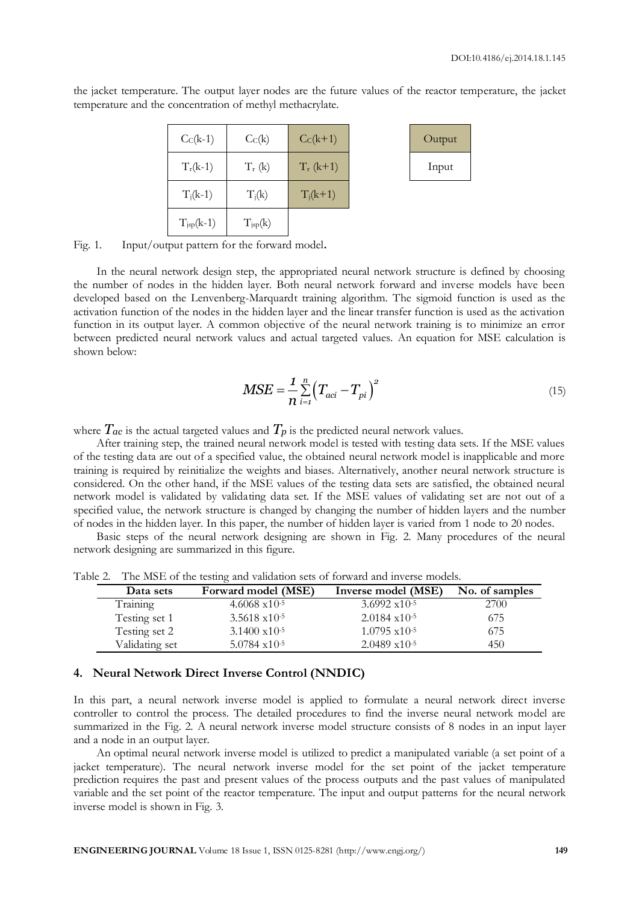the jacket temperature. The output layer nodes are the future values of the reactor temperature, the jacket temperature and the concentration of methyl methacrylate.

| $C_C(k-1)$ | $C_C(k)$ | $C_C(k+1)$ |
|---|---|---|
| $T_r(k-1)$ | $T_r(k)$ | $T_r(k+1)$ |
| $T_j(k-1)$ | $T_j(k)$ | $T_j(k+1)$ |
| $T_{jsp}(k-1)$ | $T_{jsp}(k)$ | |

| Output |
|---|
| Input |

Fig. 1. Input/output pattern for the forward model**.**

In the neural network design step, the appropriated neural network structure is defined by choosing the number of nodes in the hidden layer. Both neural network forward and inverse models have been developed based on the Lenvenberg-Marquardt training algorithm. The sigmoid function is used as the activation function of the nodes in the hidden layer and the linear transfer function is used as the activation function in its output layer. A common objective of the neural network training is to minimize an error between predicted neural network values and actual targeted values. An equation for MSE calculation is shown below:

$$MSE = \frac{1}{n}\sum_{i=1}^{n}\left(T_{aci} - T_{pi}\right)^2 \tag{15}$$

where $T_{ac}$ is the actual targeted values and $T_p$ is the predicted neural network values.

After training step, the trained neural network model is tested with testing data sets. If the MSE values of the testing data are out of a specified value, the obtained neural network model is inapplicable and more training is required by reinitialize the weights and biases. Alternatively, another neural network structure is considered. On the other hand, if the MSE values of the testing data sets are satisfied, the obtained neural network model is validated by validating data set. If the MSE values of validating set are not out of a specified value, the network structure is changed by changing the number of hidden layers and the number of nodes in the hidden layer. In this paper, the number of hidden layer is varied from 1 node to 20 nodes.

Basic steps of the neural network designing are shown in Fig. 2. Many procedures of the neural network designing are summarized in this figure.

Table 2. The MSE of the testing and validation sets of forward and inverse models.

| Data sets | Forward model (MSE) | Inverse model (MSE) | No. of samples |
|---|---|---|---|
| Training | $4.6068 \times 10^{-5}$ | $3.6992 \times 10^{-5}$ | 2700 |
| Testing set 1 | $3.5618 \times 10^{-5}$ | $2.0184 \times 10^{-5}$ | 675 |
| Testing set 2 | $3.1400 \times 10^{-5}$ | $1.0795 \times 10^{-5}$ | 675 |
| Validating set | $5.0784 \times 10^{-5}$ | $2.0489 \times 10^{-5}$ | 450 |

## 4. Neural Network Direct Inverse Control (NNDIC)

In this part, a neural network inverse model is applied to formulate a neural network direct inverse controller to control the process. The detailed procedures to find the inverse neural network model are summarized in the Fig. 2. A neural network inverse model structure consists of 8 nodes in an input layer and a node in an output layer.

An optimal neural network inverse model is utilized to predict a manipulated variable (a set point of a jacket temperature). The neural network inverse model for the set point of the jacket temperature prediction requires the past and present values of the process outputs and the past values of manipulated variable and the set point of the reactor temperature. The input and output patterns for the neural network inverse model is shown in Fig. 3.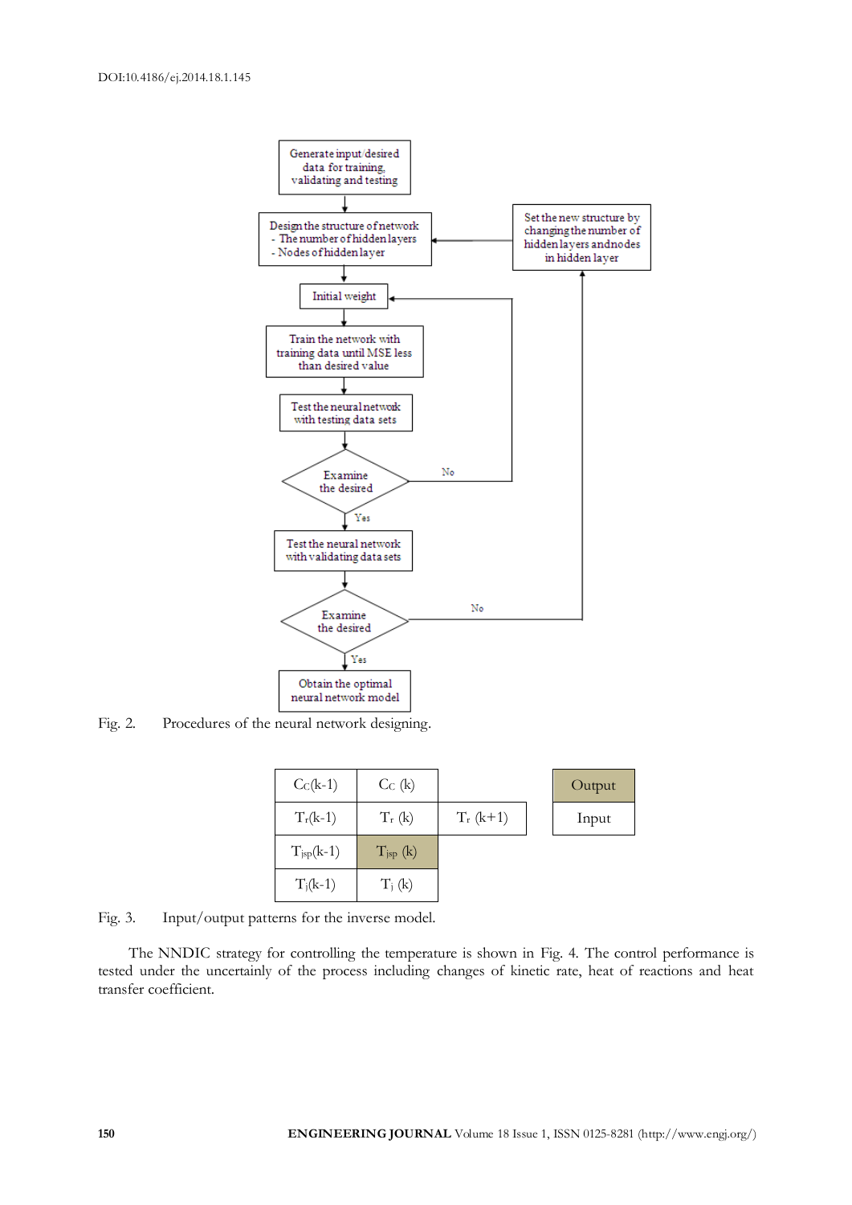Generate input/desired data for training, validating and testing

Design the structure of network
- The number of hidden layers
- Nodes of hidden layer

Set the new structure by changing the number of hidden layers and nodes in hidden layer

Initial weight

Train the network with training data until MSE less than desired value

Test the neural network with testing data sets

Examine the desired — No / Yes

Test the neural network with validating data sets

Examine the desired — No / Yes

Obtain the optimal neural network model

Fig. 2. Procedures of the neural network designing.

| $C_C(k-1)$ | $C_C(k)$ | | | Output |
|---|---|---|---|---|
| $T_r(k-1)$ | $T_r(k)$ | $T_r(k+1)$ | | Input |
| $T_{jsp}(k-1)$ | $T_{jsp}(k)$ | | | |
| $T_j(k-1)$ | $T_j(k)$ | | | |

Fig. 3. Input/output patterns for the inverse model.

The NNDIC strategy for controlling the temperature is shown in Fig. 4. The control performance is tested under the uncertainly of the process including changes of kinetic rate, heat of reactions and heat transfer coefficient.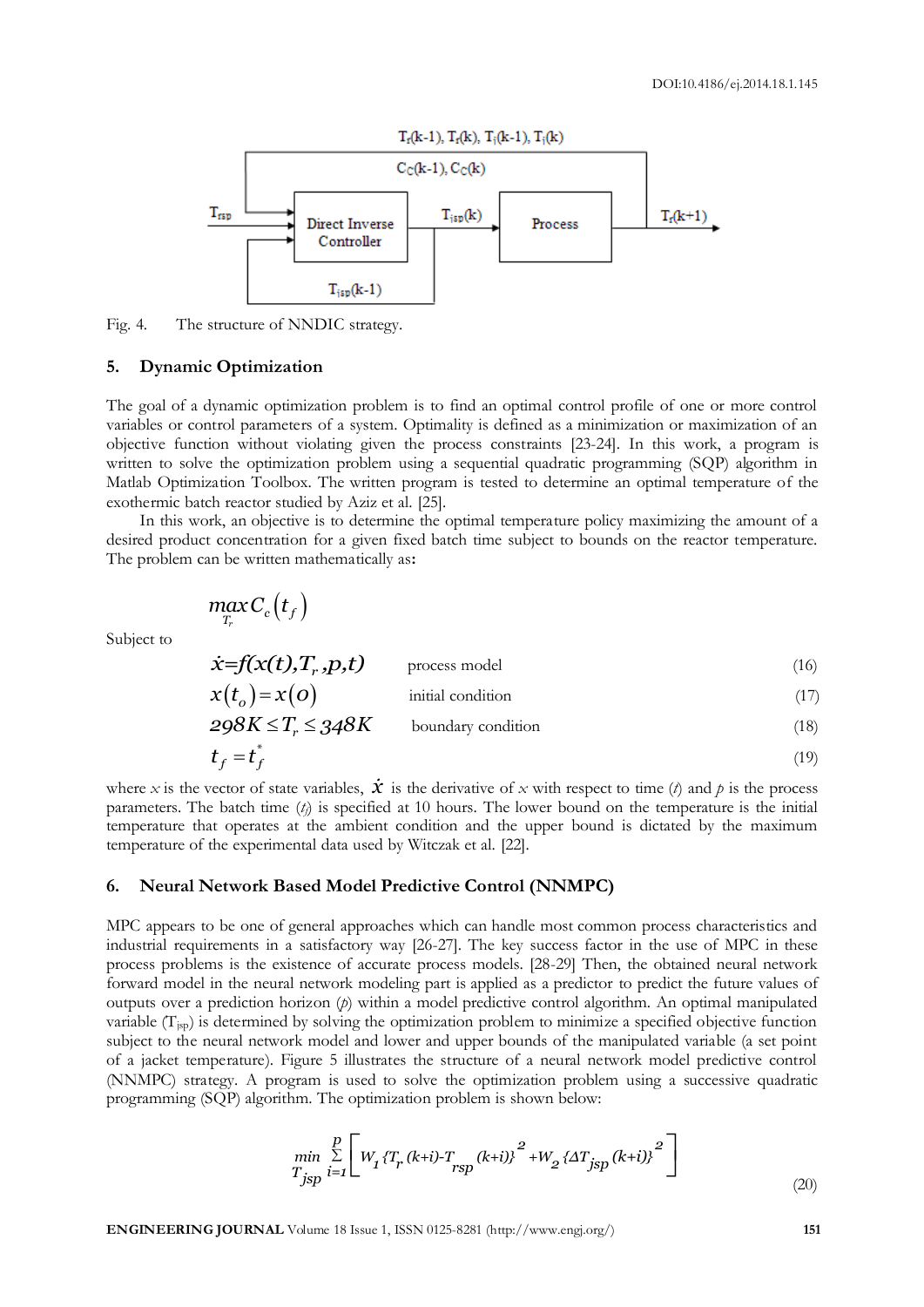Fig. 4. The structure of NNDIC strategy.

## 5. Dynamic Optimization

The goal of a dynamic optimization problem is to find an optimal control profile of one or more control variables or control parameters of a system. Optimality is defined as a minimization or maximization of an objective function without violating given the process constraints [23-24]. In this work, a program is written to solve the optimization problem using a sequential quadratic programming (SQP) algorithm in Matlab Optimization Toolbox. The written program is tested to determine an optimal temperature of the exothermic batch reactor studied by Aziz et al. [25].

In this work, an objective is to determine the optimal temperature policy maximizing the amount of a desired product concentration for a given fixed batch time subject to bounds on the reactor temperature. The problem can be written mathematically as:

$$\max_{T_r} C_c\left(t_f\right)$$

Subject to

$$\dot{x}=f(x(t),T_r,p,t) \quad \text{process model} \tag{16}$$

$$x\left(t_o\right)=x(o) \quad \text{initial condition} \tag{17}$$

$$298K \leq T_r \leq 348K \quad \text{boundary condition} \tag{18}$$

$$t_f = t_f^* \tag{19}$$

where $x$ is the vector of state variables, $\dot{x}$ is the derivative of $x$ with respect to time ($t$) and $p$ is the process parameters. The batch time ($t_f$) is specified at 10 hours. The lower bound on the temperature is the initial temperature that operates at the ambient condition and the upper bound is dictated by the maximum temperature of the experimental data used by Witczak et al. [22].

## 6. Neural Network Based Model Predictive Control (NNMPC)

MPC appears to be one of general approaches which can handle most common process characteristics and industrial requirements in a satisfactory way [26-27]. The key success factor in the use of MPC in these process problems is the existence of accurate process models. [28-29] Then, the obtained neural network forward model in the neural network modeling part is applied as a predictor to predict the future values of outputs over a prediction horizon ($p$) within a model predictive control algorithm. An optimal manipulated variable ($T_{jsp}$) is determined by solving the optimization problem to minimize a specified objective function subject to the neural network model and lower and upper bounds of the manipulated variable (a set point of a jacket temperature). Figure 5 illustrates the structure of a neural network model predictive control (NNMPC) strategy. A program is used to solve the optimization problem using a successive quadratic programming (SQP) algorithm. The optimization problem is shown below:

$$\min_{T_{jsp}} \sum_{i=1}^{p} \left[ W_1 \{T_r(k+i)-T_{rsp}(k+i)\}^2 + W_2 \{\Delta T_{jsp}(k+i)\}^2 \right] \tag{20}$$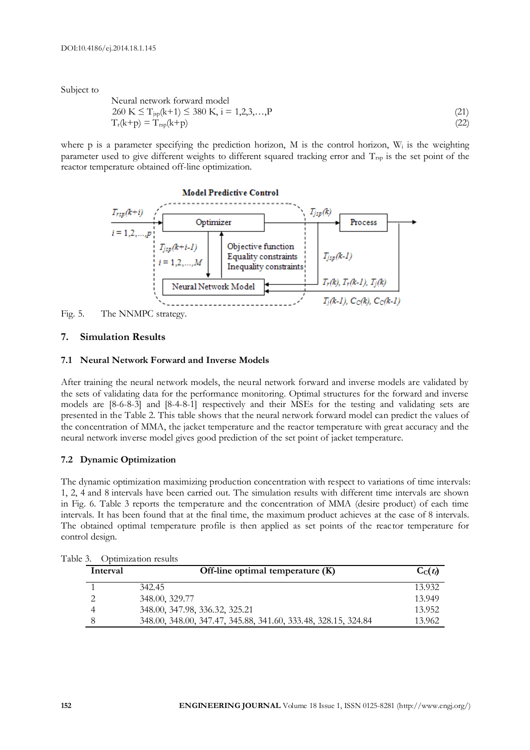Subject to

Neural network forward model

$$260 \text{ K} \leq T_{jsp}(k+1) \leq 380 \text{ K}, \; i = 1,2,3,\ldots,P \tag{21}$$

$$T_r(k+p) = T_{rsp}(k+p) \tag{22}$$

where p is a parameter specifying the prediction horizon, M is the control horizon, $W_i$ is the weighting parameter used to give different weights to different squared tracking error and $T_{rsp}$ is the set point of the reactor temperature obtained off-line optimization.

Fig. 5. The NNMPC strategy.

## 7. Simulation Results

### 7.1 Neural Network Forward and Inverse Models

After training the neural network models, the neural network forward and inverse models are validated by the sets of validating data for the performance monitoring. Optimal structures for the forward and inverse models are [8-6-8-3] and [8-4-8-1] respectively and their MSEs for the testing and validating sets are presented in the Table 2. This table shows that the neural network forward model can predict the values of the concentration of MMA, the jacket temperature and the reactor temperature with great accuracy and the neural network inverse model gives good prediction of the set point of jacket temperature.

### 7.2 Dynamic Optimization

The dynamic optimization maximizing production concentration with respect to variations of time intervals: 1, 2, 4 and 8 intervals have been carried out. The simulation results with different time intervals are shown in Fig. 6. Table 3 reports the temperature and the concentration of MMA (desire product) of each time intervals. It has been found that at the final time, the maximum product achieves at the case of 8 intervals. The obtained optimal temperature profile is then applied as set points of the reactor temperature for control design.

Table 3. Optimization results

| Interval | Off-line optimal temperature (K) | $C_C(t_f)$ |
|---|---|---|
| 1 | 342.45 | 13.932 |
| 2 | 348.00, 329.77 | 13.949 |
| 4 | 348.00, 347.98, 336.32, 325.21 | 13.952 |
| 8 | 348.00, 348.00, 347.47, 345.88, 341.60, 333.48, 328.15, 324.84 | 13.962 |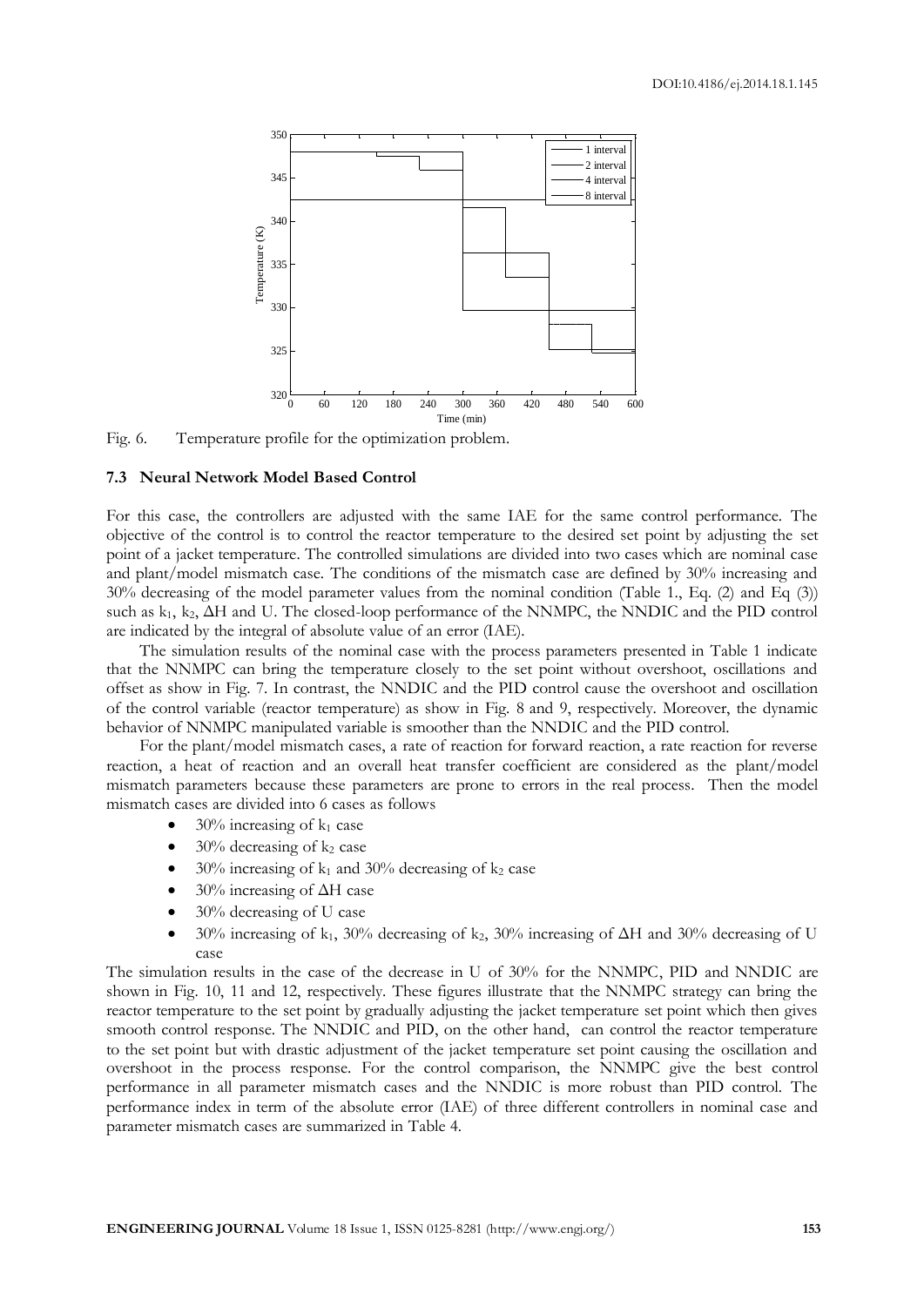Fig. 6. Temperature profile for the optimization problem.

### 7.3 Neural Network Model Based Control

For this case, the controllers are adjusted with the same IAE for the same control performance. The objective of the control is to control the reactor temperature to the desired set point by adjusting the set point of a jacket temperature. The controlled simulations are divided into two cases which are nominal case and plant/model mismatch case. The conditions of the mismatch case are defined by 30% increasing and 30% decreasing of the model parameter values from the nominal condition (Table 1., Eq. (2) and Eq (3)) such as $k_1$, $k_2$, $\Delta H$ and U. The closed-loop performance of the NNMPC, the NNDIC and the PID control are indicated by the integral of absolute value of an error (IAE).

The simulation results of the nominal case with the process parameters presented in Table 1 indicate that the NNMPC can bring the temperature closely to the set point without overshoot, oscillations and offset as show in Fig. 7. In contrast, the NNDIC and the PID control cause the overshoot and oscillation of the control variable (reactor temperature) as show in Fig. 8 and 9, respectively. Moreover, the dynamic behavior of NNMPC manipulated variable is smoother than the NNDIC and the PID control.

For the plant/model mismatch cases, a rate of reaction for forward reaction, a rate reaction for reverse reaction, a heat of reaction and an overall heat transfer coefficient are considered as the plant/model mismatch parameters because these parameters are prone to errors in the real process. Then the model mismatch cases are divided into 6 cases as follows

- 30% increasing of $k_1$ case
- 30% decreasing of $k_2$ case
- 30% increasing of $k_1$ and 30% decreasing of $k_2$ case
- 30% increasing of $\Delta H$ case
- 30% decreasing of U case
- 30% increasing of $k_1$, 30% decreasing of $k_2$, 30% increasing of $\Delta H$ and 30% decreasing of U case

The simulation results in the case of the decrease in U of 30% for the NNMPC, PID and NNDIC are shown in Fig. 10, 11 and 12, respectively. These figures illustrate that the NNMPC strategy can bring the reactor temperature to the set point by gradually adjusting the jacket temperature set point which then gives smooth control response. The NNDIC and PID, on the other hand, can control the reactor temperature to the set point but with drastic adjustment of the jacket temperature set point causing the oscillation and overshoot in the process response. For the control comparison, the NNMPC give the best control performance in all parameter mismatch cases and the NNDIC is more robust than PID control. The performance index in term of the absolute error (IAE) of three different controllers in nominal case and parameter mismatch cases are summarized in Table 4.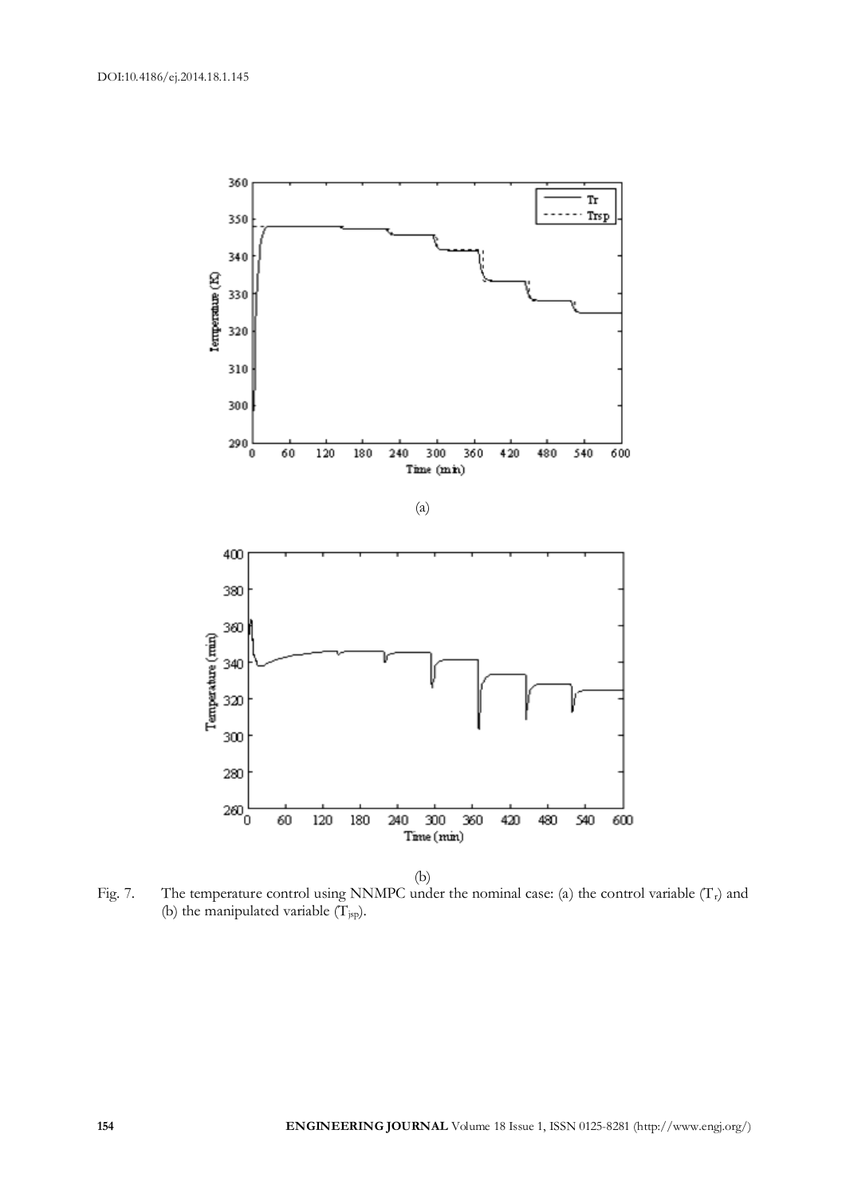(a)

(b)

Fig. 7. The temperature control using NNMPC under the nominal case: (a) the control variable ($T_r$) and (b) the manipulated variable ($T_{jsp}$).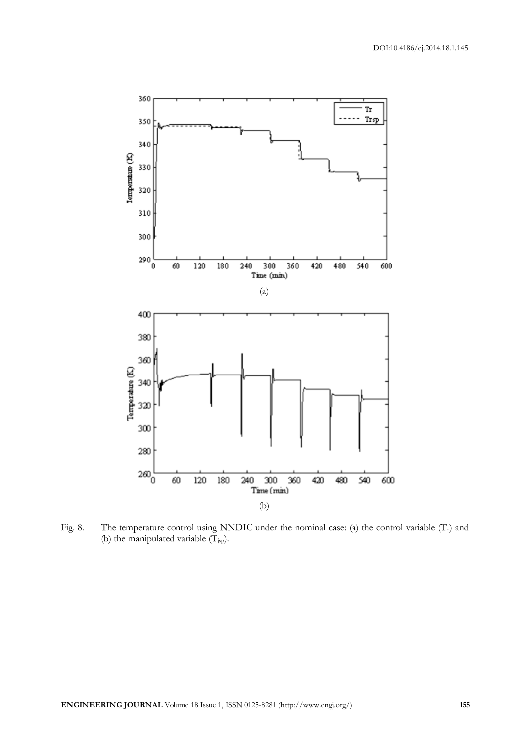Fig. 8. The temperature control using NNDIC under the nominal case: (a) the control variable ($T_r$) and (b) the manipulated variable ($T_{jsp}$).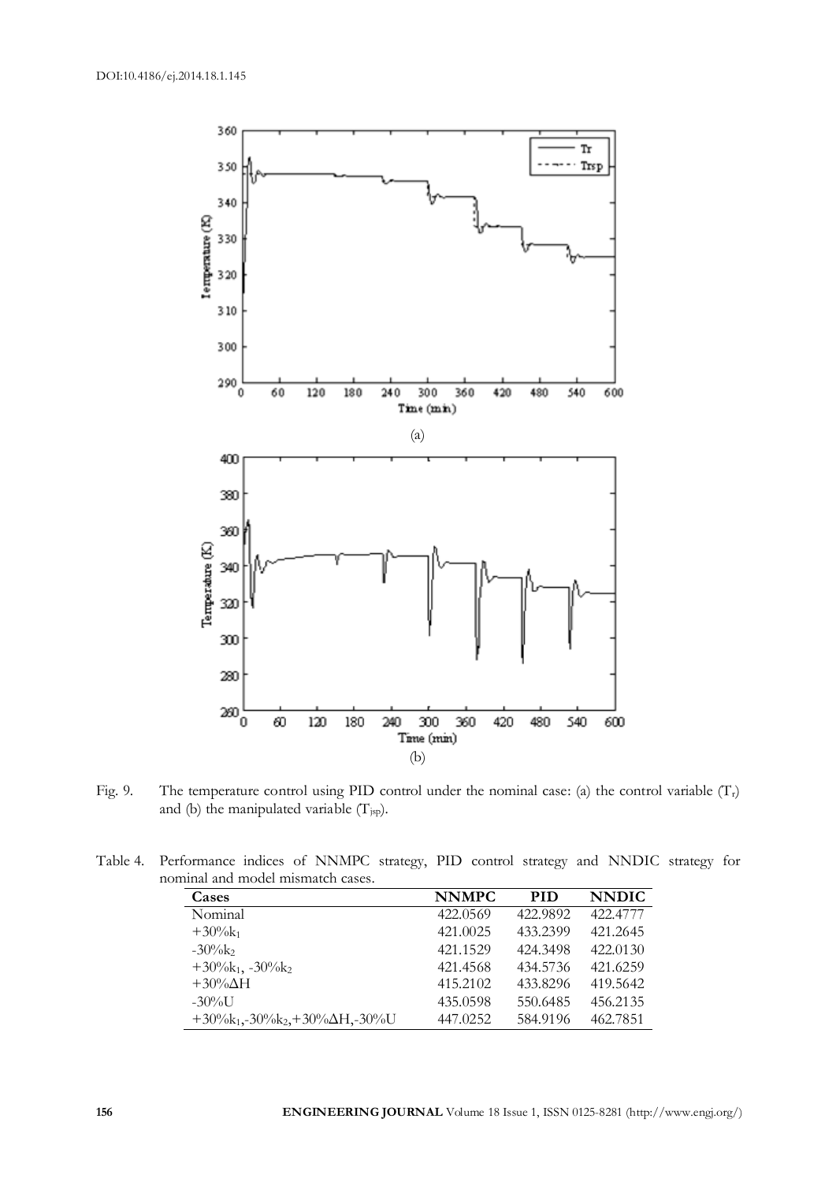Fig. 9. The temperature control using PID control under the nominal case: (a) the control variable ($T_r$) and (b) the manipulated variable ($T_{jsp}$).

Table 4. Performance indices of NNMPC strategy, PID control strategy and NNDIC strategy for nominal and model mismatch cases.

| Cases | NNMPC | PID | NNDIC |
|---|---|---|---|
| Nominal | 422.0569 | 422.9892 | 422.4777 |
| $+30\%k_1$ | 421.0025 | 433.2399 | 421.2645 |
| $-30\%k_2$ | 421.1529 | 424.3498 | 422.0130 |
| $+30\%k_1$, $-30\%k_2$ | 421.4568 | 434.5736 | 421.6259 |
| $+30\%\Delta H$ | 415.2102 | 433.8296 | 419.5642 |
| $-30\%U$ | 435.0598 | 550.6485 | 456.2135 |
| $+30\%k_1$,$-30\%k_2$,$+30\%\Delta H$,$-30\%U$ | 447.0252 | 584.9196 | 462.7851 |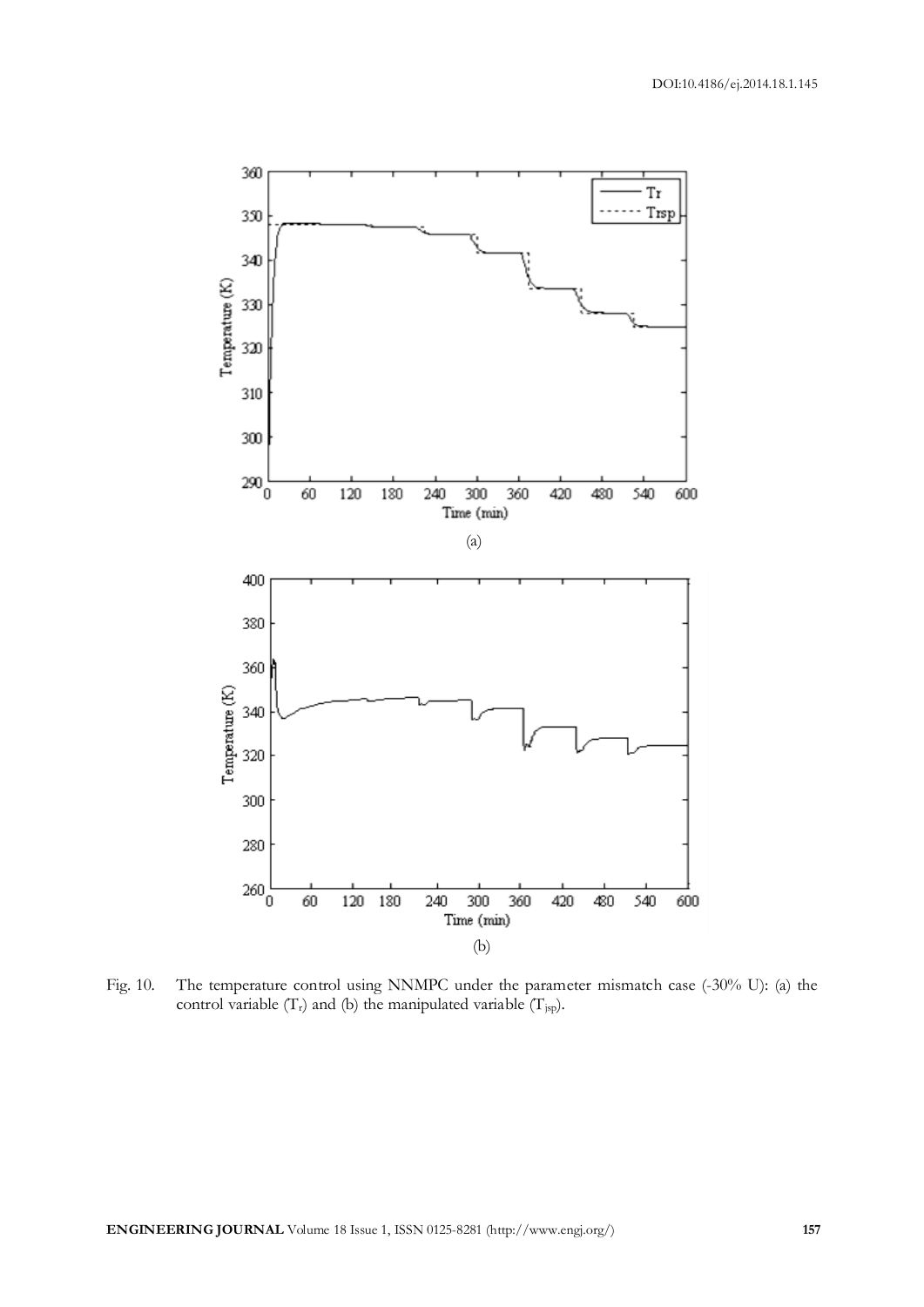(a)

(b)

Fig. 10. The temperature control using NNMPC under the parameter mismatch case (-30% U): (a) the control variable ($T_r$) and (b) the manipulated variable ($T_{jsp}$).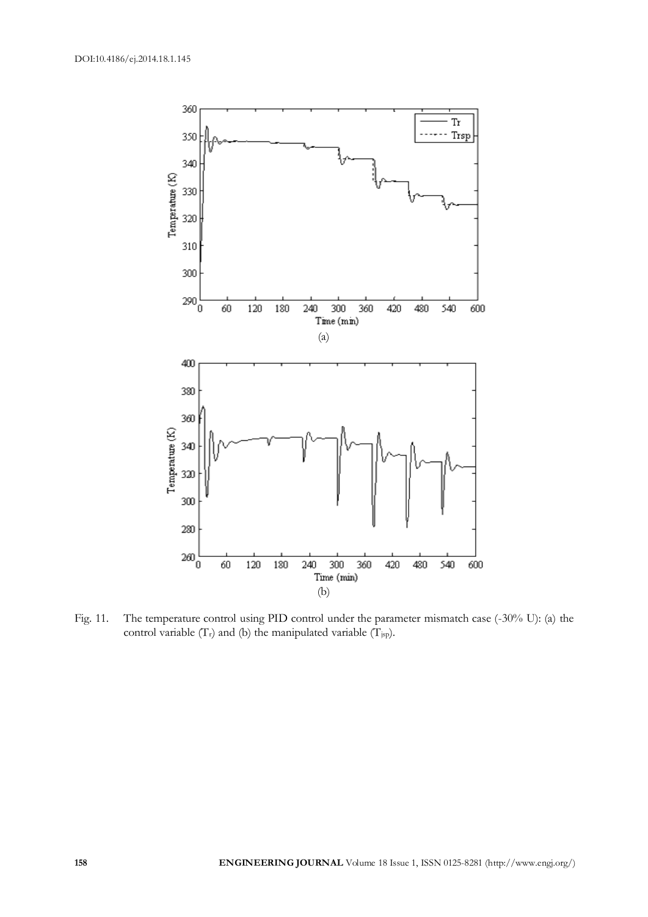Fig. 11. The temperature control using PID control under the parameter mismatch case (-30% U): (a) the control variable ($T_r$) and (b) the manipulated variable ($T_{jsp}$).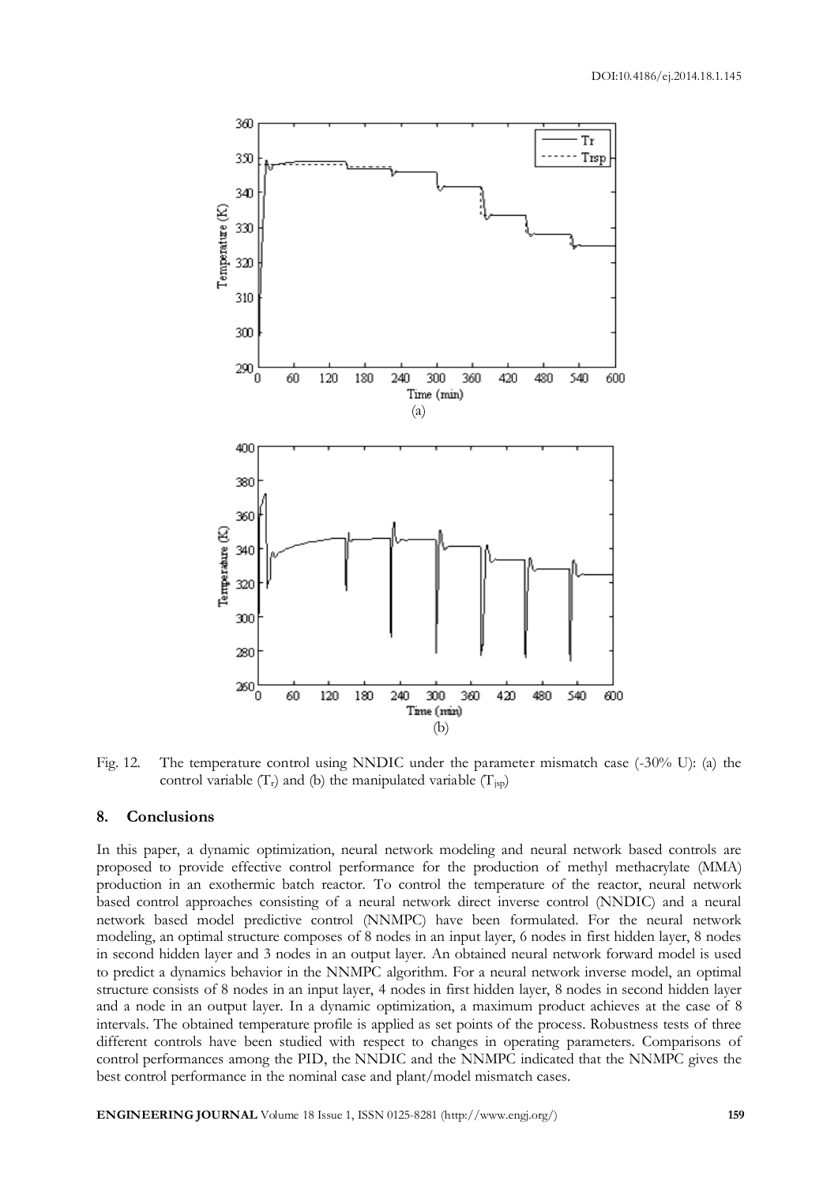Fig. 12. The temperature control using NNDIC under the parameter mismatch case (-30% U): (a) the control variable ($T_r$) and (b) the manipulated variable ($T_{jsp}$)

## 8. Conclusions

In this paper, a dynamic optimization, neural network modeling and neural network based controls are proposed to provide effective control performance for the production of methyl methacrylate (MMA) production in an exothermic batch reactor. To control the temperature of the reactor, neural network based control approaches consisting of a neural network direct inverse control (NNDIC) and a neural network based model predictive control (NNMPC) have been formulated. For the neural network modeling, an optimal structure composes of 8 nodes in an input layer, 6 nodes in first hidden layer, 8 nodes in second hidden layer and 3 nodes in an output layer. An obtained neural network forward model is used to predict a dynamics behavior in the NNMPC algorithm. For a neural network inverse model, an optimal structure consists of 8 nodes in an input layer, 4 nodes in first hidden layer, 8 nodes in second hidden layer and a node in an output layer. In a dynamic optimization, a maximum product achieves at the case of 8 intervals. The obtained temperature profile is applied as set points of the process. Robustness tests of three different controls have been studied with respect to changes in operating parameters. Comparisons of control performances among the PID, the NNDIC and the NNMPC indicated that the NNMPC gives the best control performance in the nominal case and plant/model mismatch cases.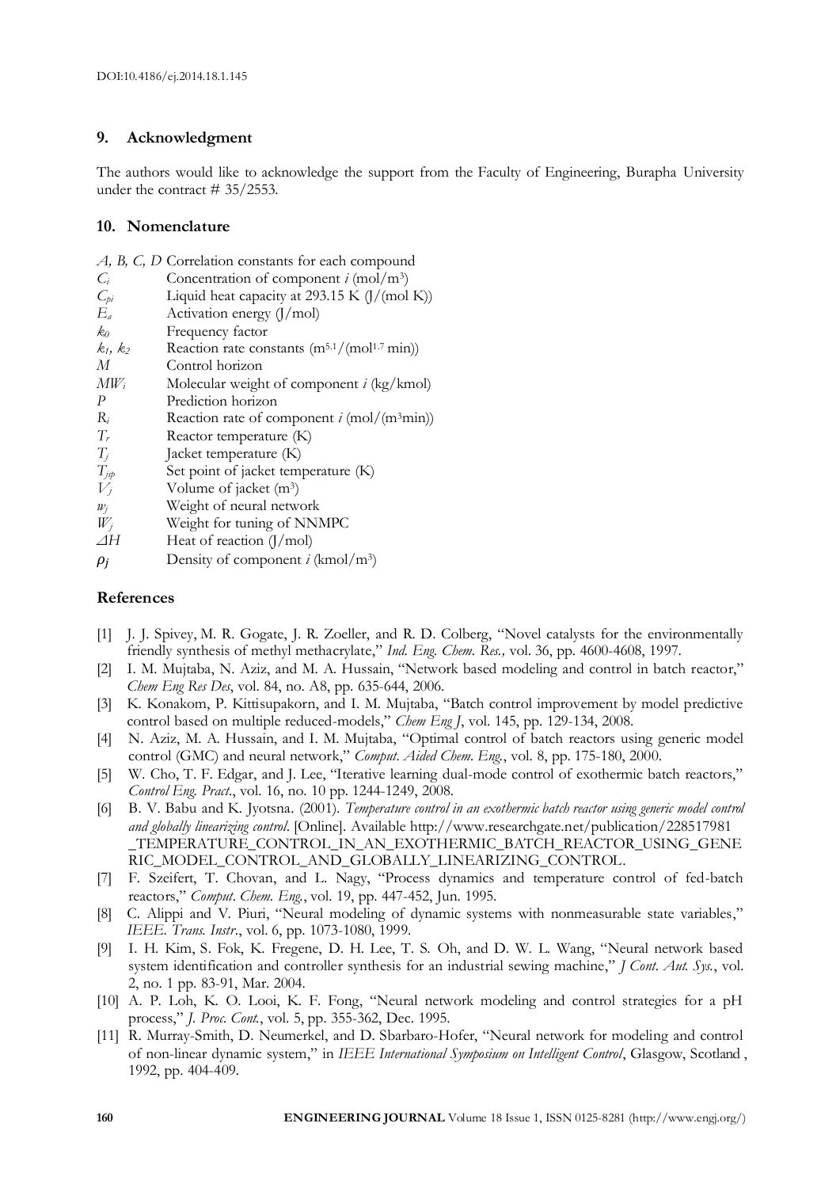DOI:10.4186/ej.2014.18.1.145

## 9. Acknowledgment

The authors would like to acknowledge the support from the Faculty of Engineering, Burapha University under the contract # 35/2553.

## 10. Nomenclature

| | |
|---|---|
| *A, B, C, D* | Correlation constants for each compound |
| $C_i$ | Concentration of component *i* (mol/m$^3$) |
| $C_{pi}$ | Liquid heat capacity at 293.15 K (J/(mol K)) |
| $E_a$ | Activation energy (J/mol) |
| $k_0$ | Frequency factor |
| $k_1$, $k_2$ | Reaction rate constants (m$^{5.1}$/(mol$^{1.7}$ min)) |
| $M$ | Control horizon |
| $MW_i$ | Molecular weight of component *i* (kg/kmol) |
| $P$ | Prediction horizon |
| $R_i$ | Reaction rate of component *i* (mol/(m$^3$min)) |
| $T_r$ | Reactor temperature (K) |
| $T_j$ | Jacket temperature (K) |
| $T_{jsp}$ | Set point of jacket temperature (K) |
| $V_j$ | Volume of jacket (m$^3$) |
| $w_j$ | Weight of neural network |
| $W_j$ | Weight for tuning of NNMPC |
| $\Delta H$ | Heat of reaction (J/mol) |
| $\rho_j$ | Density of component *i* (kmol/m$^3$) |

## References

[1] J. J. Spivey, M. R. Gogate, J. R. Zoeller, and R. D. Colberg, "Novel catalysts for the environmentally friendly synthesis of methyl methacrylate," *Ind. Eng. Chem. Res.,* vol. 36, pp. 4600-4608, 1997.

[2] I. M. Mujtaba, N. Aziz, and M. A. Hussain, "Network based modeling and control in batch reactor," *Chem Eng Res Des*, vol. 84, no. A8, pp. 635-644, 2006.

[3] K. Konakom, P. Kittisupakorn, and I. M. Mujtaba, "Batch control improvement by model predictive control based on multiple reduced-models," *Chem Eng J*, vol. 145, pp. 129-134, 2008.

[4] N. Aziz, M. A. Hussain, and I. M. Mujtaba, "Optimal control of batch reactors using generic model control (GMC) and neural network," *Comput. Aided Chem. Eng.*, vol. 8, pp. 175-180, 2000.

[5] W. Cho, T. F. Edgar, and J. Lee, "Iterative learning dual-mode control of exothermic batch reactors," *Control Eng. Pract.*, vol. 16, no. 10 pp. 1244-1249, 2008.

[6] B. V. Babu and K. Jyotsna. (2001). *Temperature control in an exothermic batch reactor using generic model control and globally linearizing control*. [Online]. Available http://www.researchgate.net/publication/228517981_TEMPERATURE_CONTROL_IN_AN_EXOTHERMIC_BATCH_REACTOR_USING_GENERIC_MODEL_CONTROL_AND_GLOBALLY_LINEARIZING_CONTROL.

[7] F. Szeifert, T. Chovan, and L. Nagy, "Process dynamics and temperature control of fed-batch reactors," *Comput. Chem. Eng.*, vol. 19, pp. 447-452, Jun. 1995.

[8] C. Alippi and V. Piuri, "Neural modeling of dynamic systems with nonmeasurable state variables," *IEEE. Trans. Instr.*, vol. 6, pp. 1073-1080, 1999.

[9] I. H. Kim, S. Fok, K. Fregene, D. H. Lee, T. S. Oh, and D. W. L. Wang, "Neural network based system identification and controller synthesis for an industrial sewing machine," *J Cont. Aut. Sys.*, vol. 2, no. 1 pp. 83-91, Mar. 2004.

[10] A. P. Loh, K. O. Looi, K. F. Fong, "Neural network modeling and control strategies for a pH process," *J. Proc. Cont.*, vol. 5, pp. 355-362, Dec. 1995.

[11] R. Murray-Smith, D. Neumerkel, and D. Sbarbaro-Hofer, "Neural network for modeling and control of non-linear dynamic system," in *IEEE International Symposium on Intelligent Control*, Glasgow, Scotland , 1992, pp. 404-409.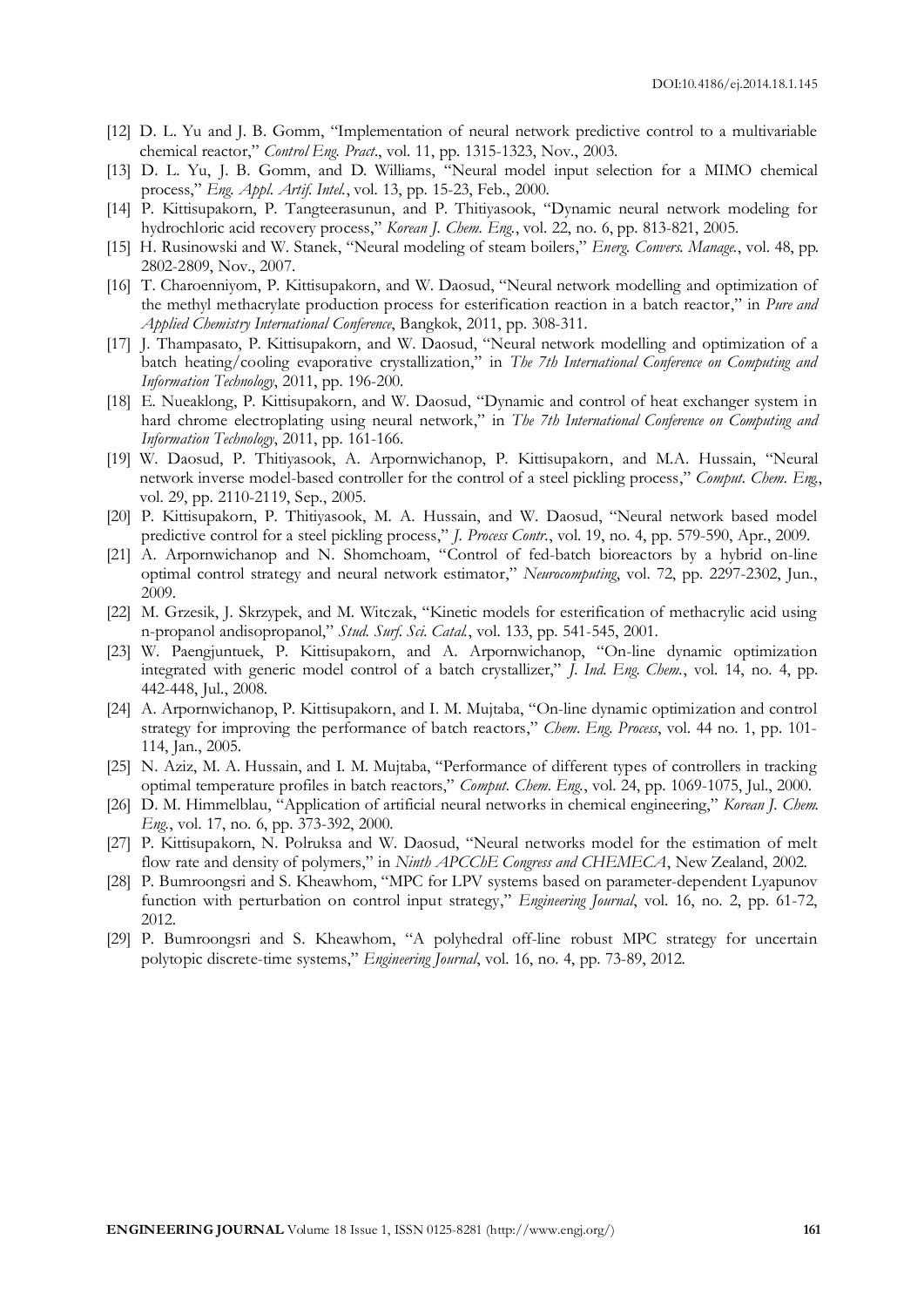[12] D. L. Yu and J. B. Gomm, "Implementation of neural network predictive control to a multivariable chemical reactor," *Control Eng. Pract.*, vol. 11, pp. 1315-1323, Nov., 2003.

[13] D. L. Yu, J. B. Gomm, and D. Williams, "Neural model input selection for a MIMO chemical process," *Eng. Appl. Artif. Intel.*, vol. 13, pp. 15-23, Feb., 2000.

[14] P. Kittisupakorn, P. Tangteerasunun, and P. Thitiyasook, "Dynamic neural network modeling for hydrochloric acid recovery process," *Korean J. Chem. Eng.*, vol. 22, no. 6, pp. 813-821, 2005.

[15] H. Rusinowski and W. Stanek, "Neural modeling of steam boilers," *Energ. Convers. Manage.*, vol. 48, pp. 2802-2809, Nov., 2007.

[16] T. Charoenniyom, P. Kittisupakorn, and W. Daosud, "Neural network modelling and optimization of the methyl methacrylate production process for esterification reaction in a batch reactor," in *Pure and Applied Chemistry International Conference*, Bangkok, 2011, pp. 308-311.

[17] J. Thampasato, P. Kittisupakorn, and W. Daosud, "Neural network modelling and optimization of a batch heating/cooling evaporative crystallization," in *The 7th International Conference on Computing and Information Technology*, 2011, pp. 196-200.

[18] E. Nueaklong, P. Kittisupakorn, and W. Daosud, "Dynamic and control of heat exchanger system in hard chrome electroplating using neural network," in *The 7th International Conference on Computing and Information Technology*, 2011, pp. 161-166.

[19] W. Daosud, P. Thitiyasook, A. Arpornwichanop, P. Kittisupakorn, and M.A. Hussain, "Neural network inverse model-based controller for the control of a steel pickling process," *Comput. Chem. Eng.*, vol. 29, pp. 2110-2119, Sep., 2005.

[20] P. Kittisupakorn, P. Thitiyasook, M. A. Hussain, and W. Daosud, "Neural network based model predictive control for a steel pickling process," *J. Process Contr.*, vol. 19, no. 4, pp. 579-590, Apr., 2009.

[21] A. Arpornwichanop and N. Shomchoam, "Control of fed-batch bioreactors by a hybrid on-line optimal control strategy and neural network estimator," *Neurocomputing*, vol. 72, pp. 2297-2302, Jun., 2009.

[22] M. Grzesik, J. Skrzypek, and M. Witczak, "Kinetic models for esterification of methacrylic acid using n-propanol andisopropanol," *Stud. Surf. Sci. Catal.*, vol. 133, pp. 541-545, 2001.

[23] W. Paengjuntuek, P. Kittisupakorn, and A. Arpornwichanop, "On-line dynamic optimization integrated with generic model control of a batch crystallizer," *J. Ind. Eng. Chem.*, vol. 14, no. 4, pp. 442-448, Jul., 2008.

[24] A. Arpornwichanop, P. Kittisupakorn, and I. M. Mujtaba, "On-line dynamic optimization and control strategy for improving the performance of batch reactors," *Chem. Eng. Process*, vol. 44 no. 1, pp. 101-114, Jan., 2005.

[25] N. Aziz, M. A. Hussain, and I. M. Mujtaba, "Performance of different types of controllers in tracking optimal temperature profiles in batch reactors," *Comput. Chem. Eng.*, vol. 24, pp. 1069-1075, Jul., 2000.

[26] D. M. Himmelblau, "Application of artificial neural networks in chemical engineering," *Korean J. Chem. Eng.*, vol. 17, no. 6, pp. 373-392, 2000.

[27] P. Kittisupakorn, N. Polruksa and W. Daosud, "Neural networks model for the estimation of melt flow rate and density of polymers," in *Ninth APCChE Congress and CHEMECA*, New Zealand, 2002.

[28] P. Bumroongsri and S. Kheawhom, "MPC for LPV systems based on parameter-dependent Lyapunov function with perturbation on control input strategy," *Engineering Journal*, vol. 16, no. 2, pp. 61-72, 2012.

[29] P. Bumroongsri and S. Kheawhom, "A polyhedral off-line robust MPC strategy for uncertain polytopic discrete-time systems," *Engineering Journal*, vol. 16, no. 4, pp. 73-89, 2012.